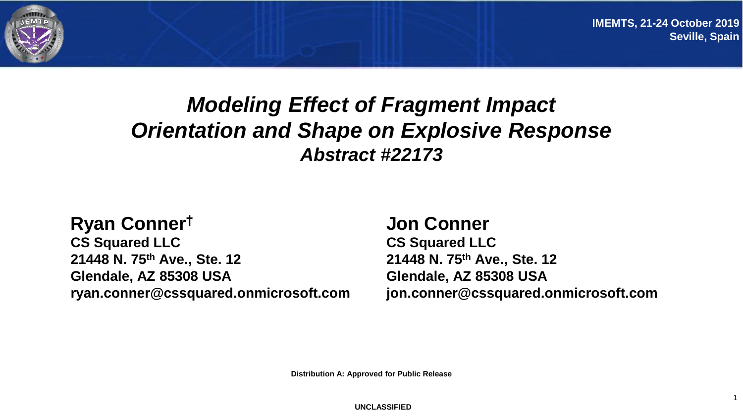IMEMTS, 21-24 October 2019
Seville, Spain

# *Modeling Effect of Fragment Impact Orientation and Shape on Explosive Response*

## *Abstract #22173*

**Ryan Conner†**
**CS Squared LLC**
**21448 N. 75th Ave., Ste. 12**
**Glendale, AZ 85308 USA**
**ryan.conner@cssquared.onmicrosoft.com**

**Jon Conner**
**CS Squared LLC**
**21448 N. 75th Ave., Ste. 12**
**Glendale, AZ 85308 USA**
**jon.conner@cssquared.onmicrosoft.com**

**Distribution A: Approved for Public Release**

**UNCLASSIFIED**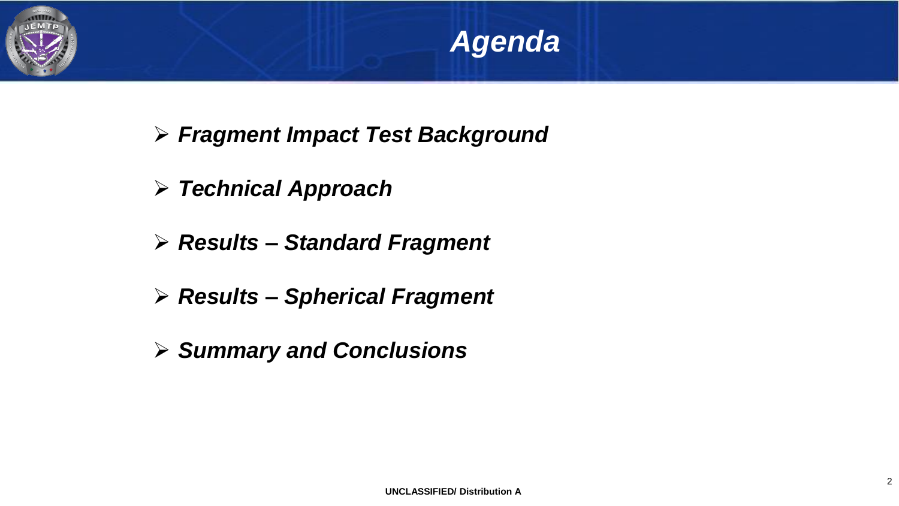# *Agenda*

- ***Fragment Impact Test Background***
- ***Technical Approach***
- ***Results – Standard Fragment***
- ***Results – Spherical Fragment***
- ***Summary and Conclusions***

**UNCLASSIFIED/ Distribution A**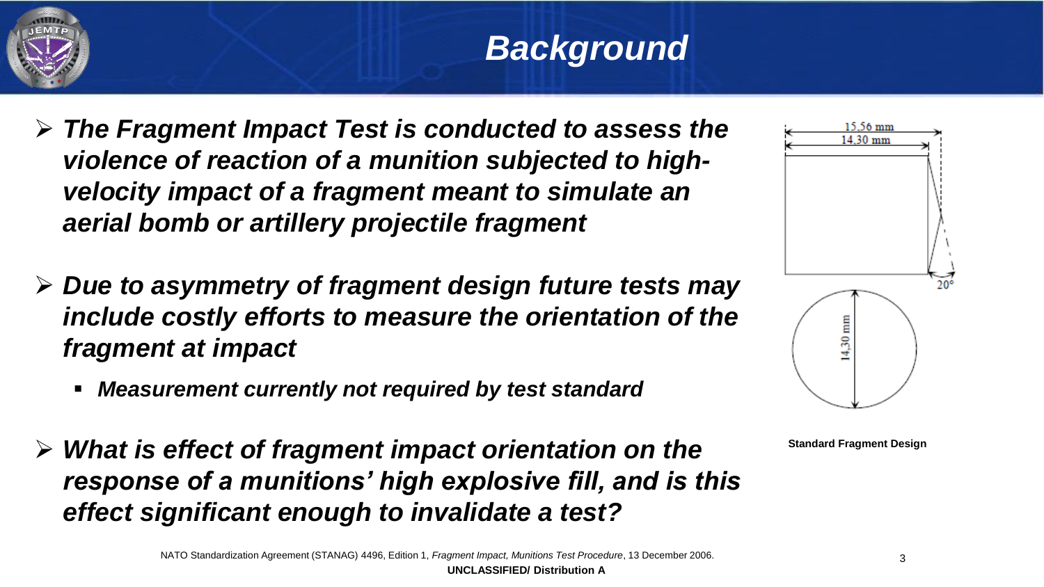# *Background*

- ***The Fragment Impact Test is conducted to assess the violence of reaction of a munition subjected to high-velocity impact of a fragment meant to simulate an aerial bomb or artillery projectile fragment***
- ***Due to asymmetry of fragment design future tests may include costly efforts to measure the orientation of the fragment at impact***
  - ***Measurement currently not required by test standard***
- ***What is effect of fragment impact orientation on the response of a munitions' high explosive fill, and is this effect significant enough to invalidate a test?***

15.56 mm

14.30 mm

20°

14.30 mm

**Standard Fragment Design**

NATO Standardization Agreement (STANAG) 4496, Edition 1, *Fragment Impact, Munitions Test Procedure*, 13 December 2006.

**UNCLASSIFIED/ Distribution A**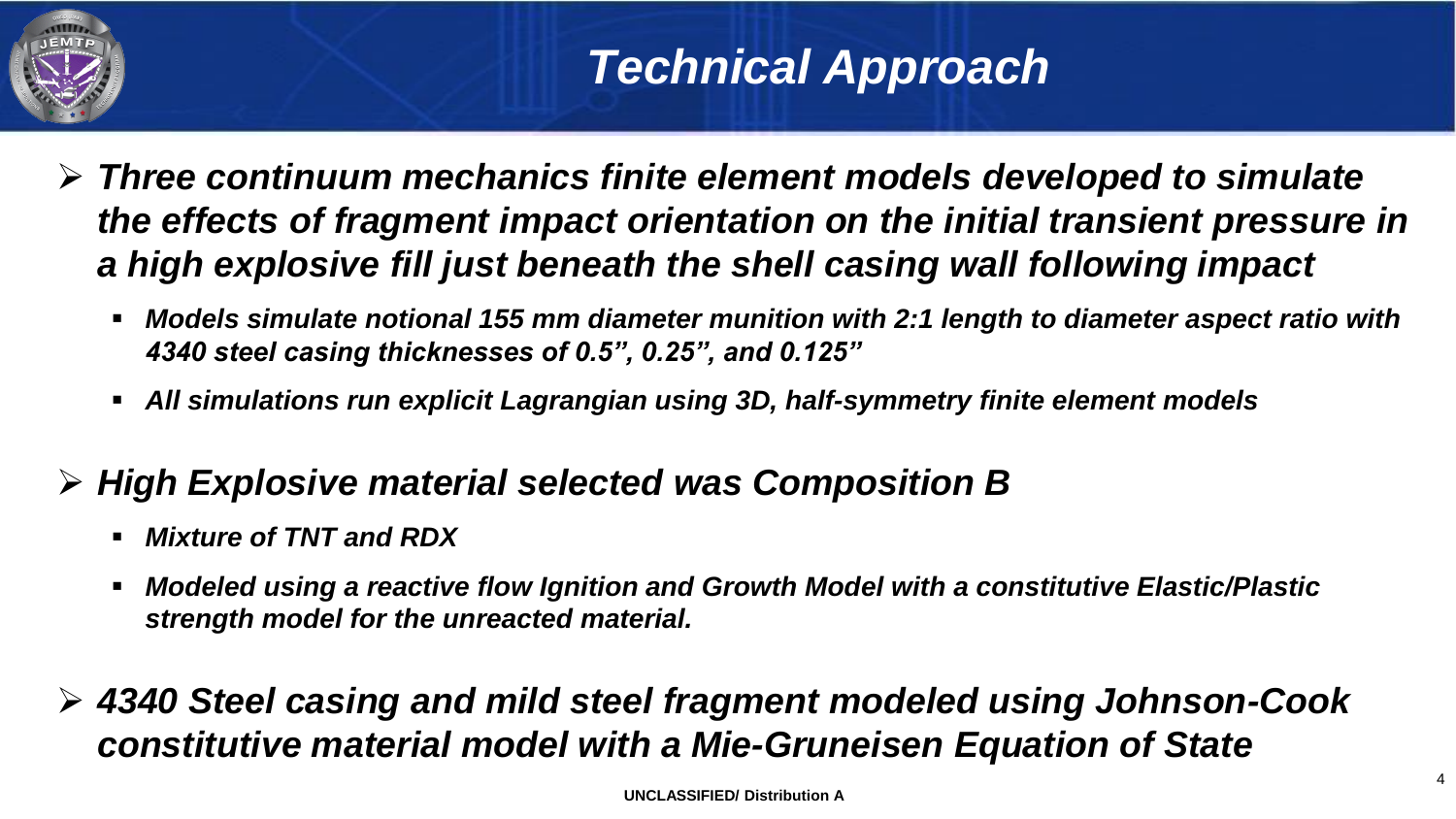# Technical Approach

- ***Three continuum mechanics finite element models developed to simulate the effects of fragment impact orientation on the initial transient pressure in a high explosive fill just beneath the shell casing wall following impact***
  - ***Models simulate notional 155 mm diameter munition with 2:1 length to diameter aspect ratio with 4340 steel casing thicknesses of 0.5", 0.25", and 0.125"***
  - ***All simulations run explicit Lagrangian using 3D, half-symmetry finite element models***

- ***High Explosive material selected was Composition B***
  - ***Mixture of TNT and RDX***
  - ***Modeled using a reactive flow Ignition and Growth Model with a constitutive Elastic/Plastic strength model for the unreacted material.***

- ***4340 Steel casing and mild steel fragment modeled using Johnson-Cook constitutive material model with a Mie-Gruneisen Equation of State***

UNCLASSIFIED/ Distribution A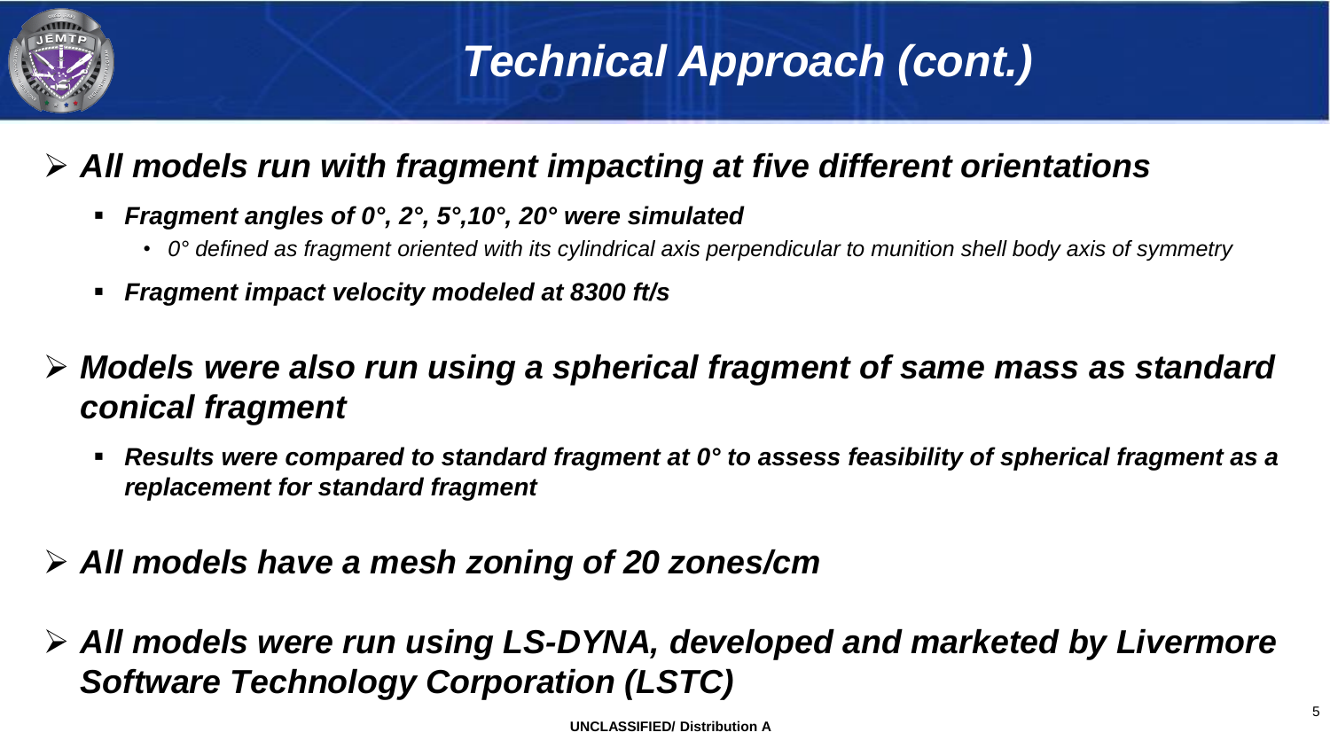# *Technical Approach (cont.)*

- ***All models run with fragment impacting at five different orientations***
  - ***Fragment angles of 0°, 2°, 5°,10°, 20° were simulated***
    - *0° defined as fragment oriented with its cylindrical axis perpendicular to munition shell body axis of symmetry*
  - ***Fragment impact velocity modeled at 8300 ft/s***

- ***Models were also run using a spherical fragment of same mass as standard conical fragment***
  - ***Results were compared to standard fragment at 0° to assess feasibility of spherical fragment as a replacement for standard fragment***

- ***All models have a mesh zoning of 20 zones/cm***

- ***All models were run using LS-DYNA, developed and marketed by Livermore Software Technology Corporation (LSTC)***

**UNCLASSIFIED/ Distribution A**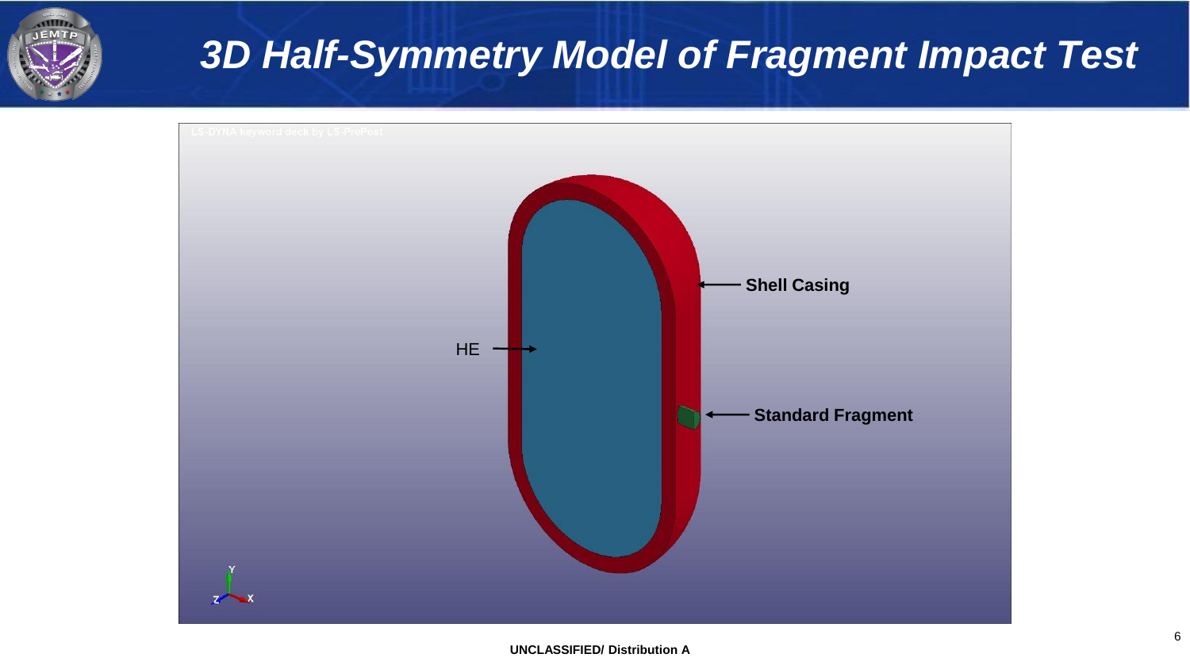# 3D Half-Symmetry Model of Fragment Impact Test

LS-DYNA keyword deck by LS-PrePost

HE

Shell Casing

Standard Fragment

UNCLASSIFIED/ Distribution A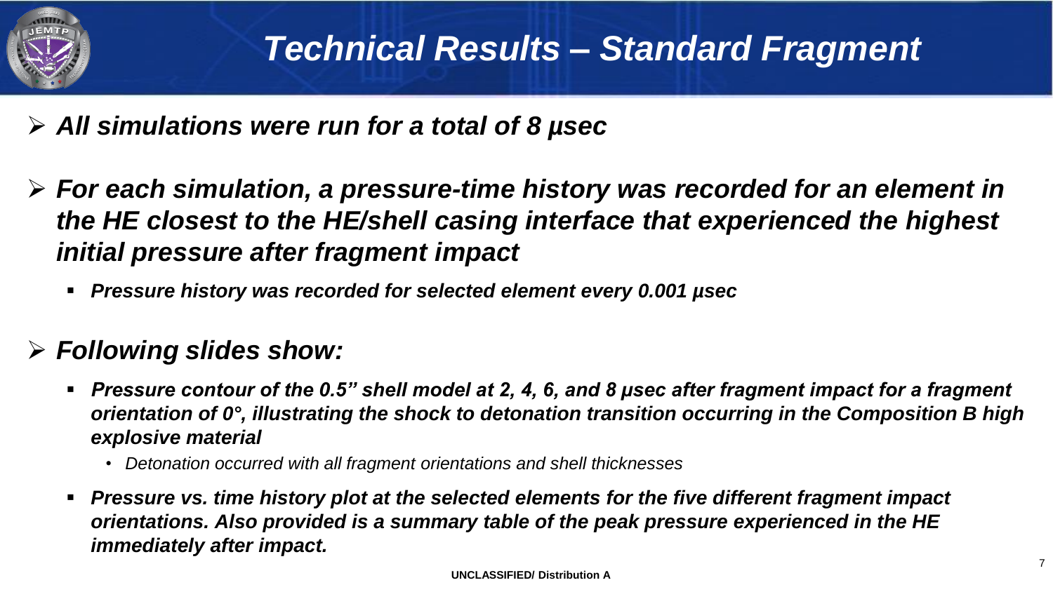# Technical Results – Standard Fragment

- ***All simulations were run for a total of 8 µsec***
- ***For each simulation, a pressure-time history was recorded for an element in the HE closest to the HE/shell casing interface that experienced the highest initial pressure after fragment impact***
  - ***Pressure history was recorded for selected element every 0.001 µsec***
- ***Following slides show:***
  - ***Pressure contour of the 0.5" shell model at 2, 4, 6, and 8 µsec after fragment impact for a fragment orientation of 0°, illustrating the shock to detonation transition occurring in the Composition B high explosive material***
    - *Detonation occurred with all fragment orientations and shell thicknesses*
  - ***Pressure vs. time history plot at the selected elements for the five different fragment impact orientations. Also provided is a summary table of the peak pressure experienced in the HE immediately after impact.***

**UNCLASSIFIED/ Distribution A**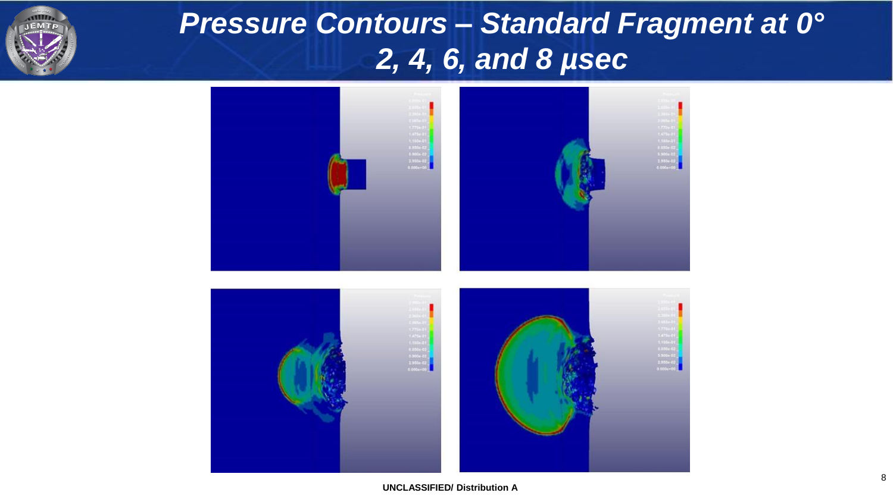# Pressure Contours – Standard Fragment at 0° 2, 4, 6, and 8 μsec

UNCLASSIFIED/ Distribution A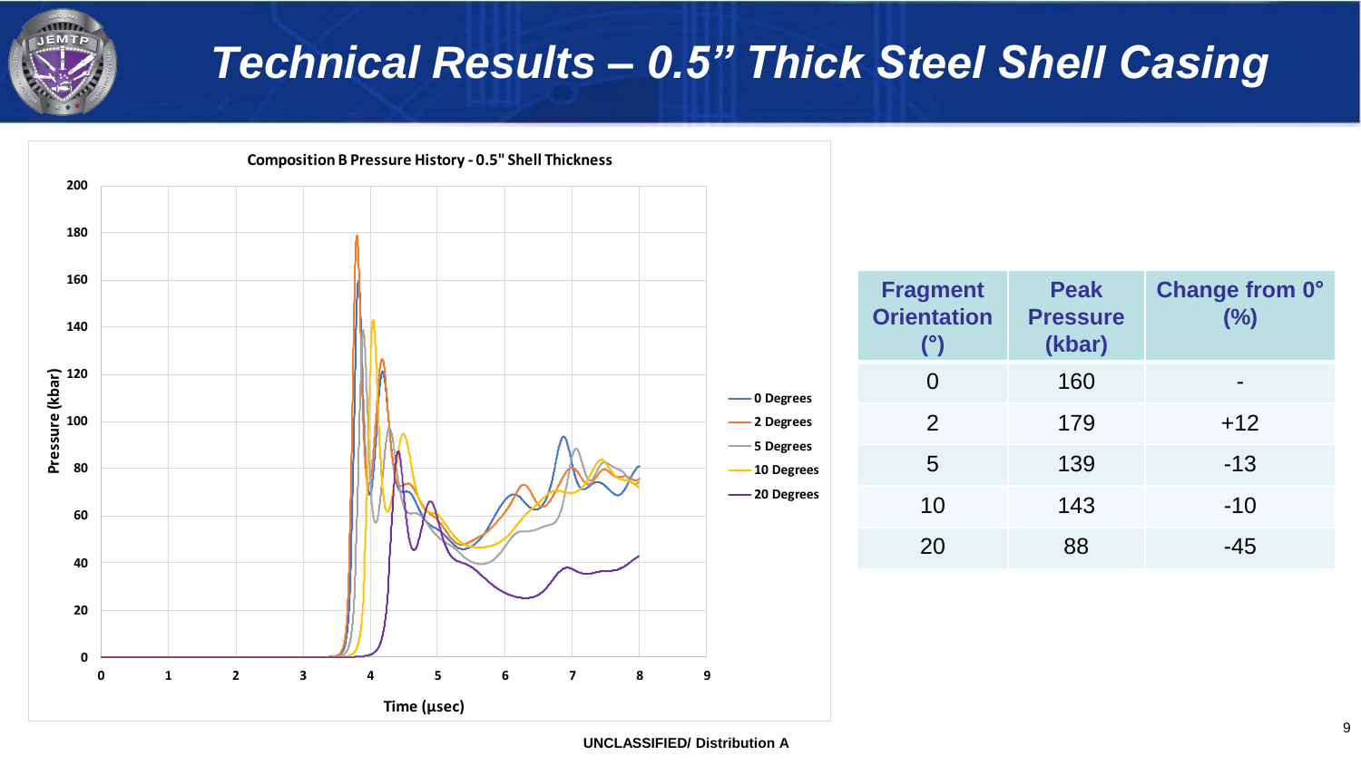# Technical Results – 0.5" Thick Steel Shell Casing

**Composition B Pressure History - 0.5" Shell Thickness**

Pressure (kbar) vs. Time (µsec)

Legend: 0 Degrees, 2 Degrees, 5 Degrees, 10 Degrees, 20 Degrees

| Fragment Orientation (°) | Peak Pressure (kbar) | Change from 0° (%) |
|---|---|---|
| 0 | 160 | - |
| 2 | 179 | +12 |
| 5 | 139 | -13 |
| 10 | 143 | -10 |
| 20 | 88 | -45 |

UNCLASSIFIED/ Distribution A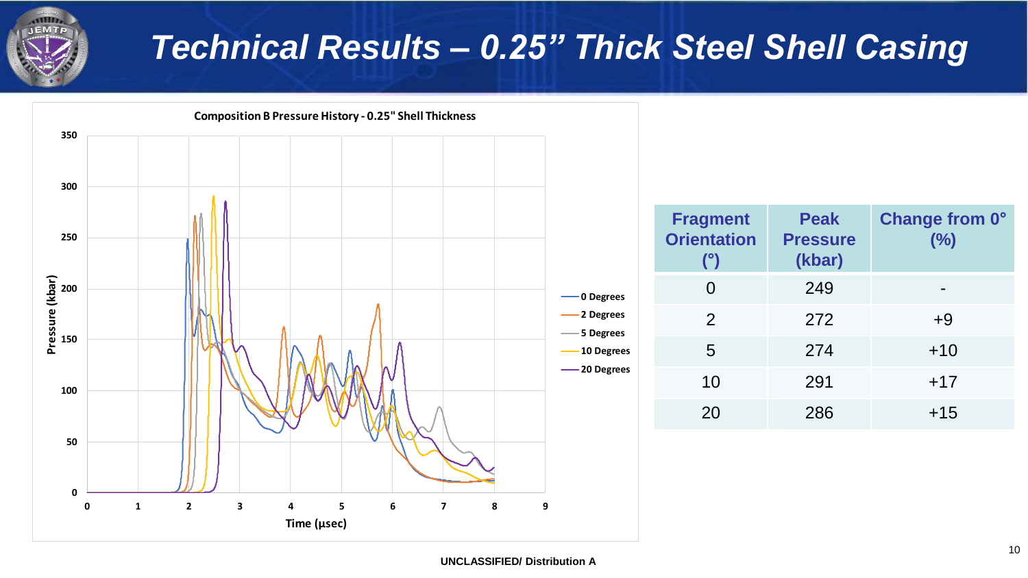# Technical Results – 0.25” Thick Steel Shell Casing

Composition B Pressure History - 0.25" Shell Thickness

| Fragment Orientation (°) | Peak Pressure (kbar) | Change from 0° (%) |
|---|---|---|
| 0 | 249 | - |
| 2 | 272 | +9 |
| 5 | 274 | +10 |
| 10 | 291 | +17 |
| 20 | 286 | +15 |

UNCLASSIFIED/ Distribution A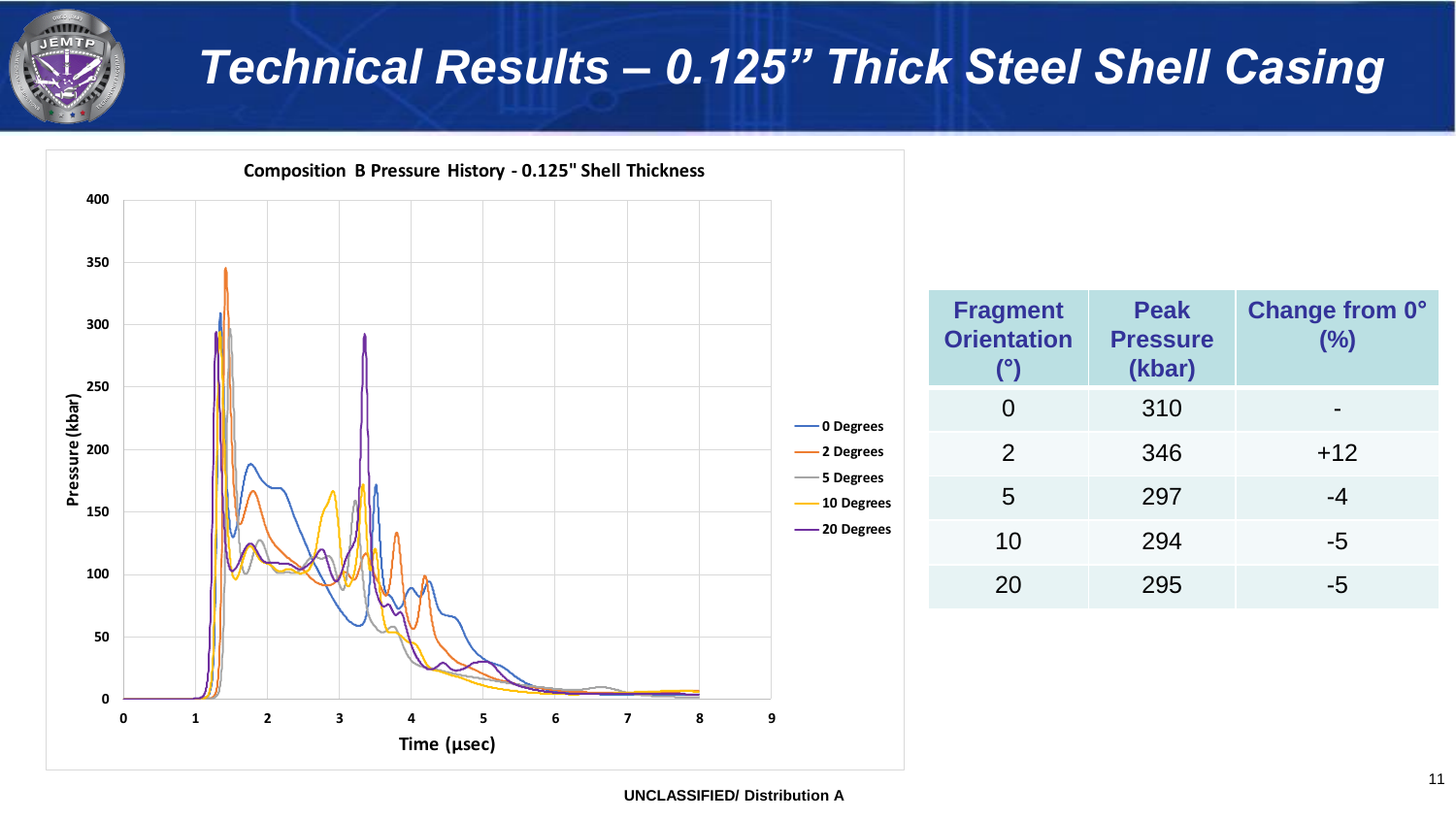# Technical Results – 0.125” Thick Steel Shell Casing

Composition B Pressure History - 0.125" Shell Thickness

| Fragment Orientation (°) | Peak Pressure (kbar) | Change from 0° (%) |
|---|---|---|
| 0 | 310 | - |
| 2 | 346 | +12 |
| 5 | 297 | -4 |
| 10 | 294 | -5 |
| 20 | 295 | -5 |

UNCLASSIFIED/ Distribution A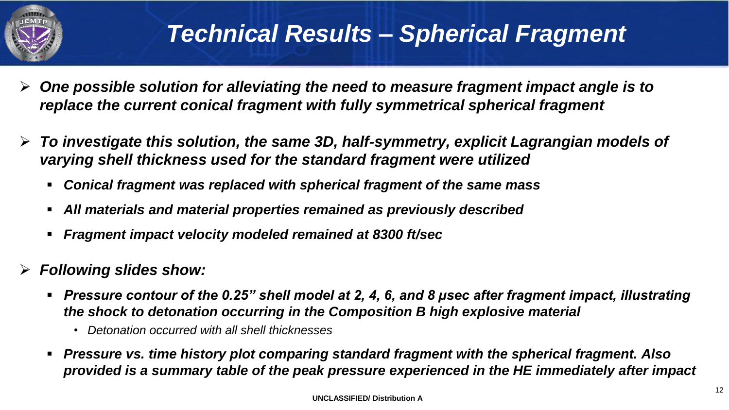# Technical Results – Spherical Fragment

- ***One possible solution for alleviating the need to measure fragment impact angle is to replace the current conical fragment with fully symmetrical spherical fragment***
- ***To investigate this solution, the same 3D, half-symmetry, explicit Lagrangian models of varying shell thickness used for the standard fragment were utilized***
  - ***Conical fragment was replaced with spherical fragment of the same mass***
  - ***All materials and material properties remained as previously described***
  - ***Fragment impact velocity modeled remained at 8300 ft/sec***
- ***Following slides show:***
  - ***Pressure contour of the 0.25" shell model at 2, 4, 6, and 8 μsec after fragment impact, illustrating the shock to detonation occurring in the Composition B high explosive material***
    - *Detonation occurred with all shell thicknesses*
  - ***Pressure vs. time history plot comparing standard fragment with the spherical fragment. Also provided is a summary table of the peak pressure experienced in the HE immediately after impact***

**UNCLASSIFIED/ Distribution A**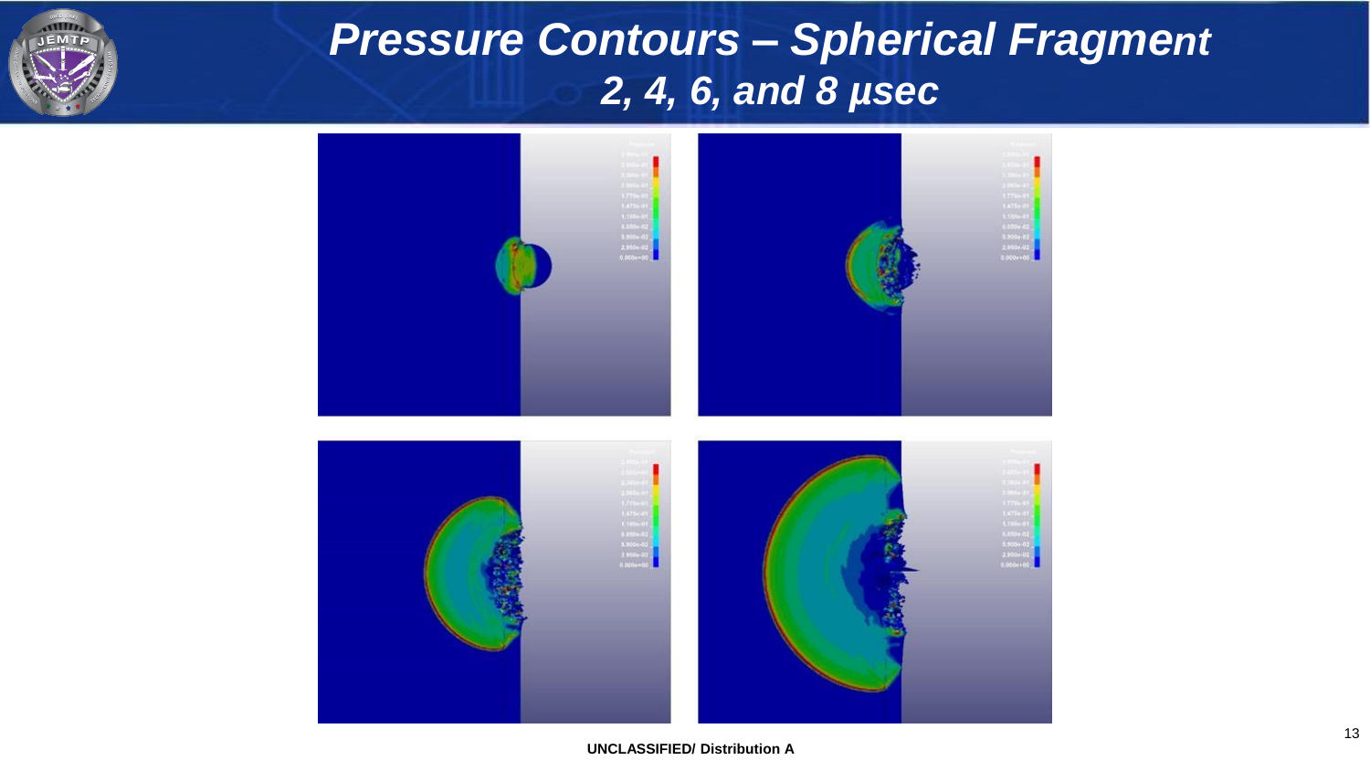# Pressure Contours – Spherical Fragment

## 2, 4, 6, and 8 µsec

UNCLASSIFIED/ Distribution A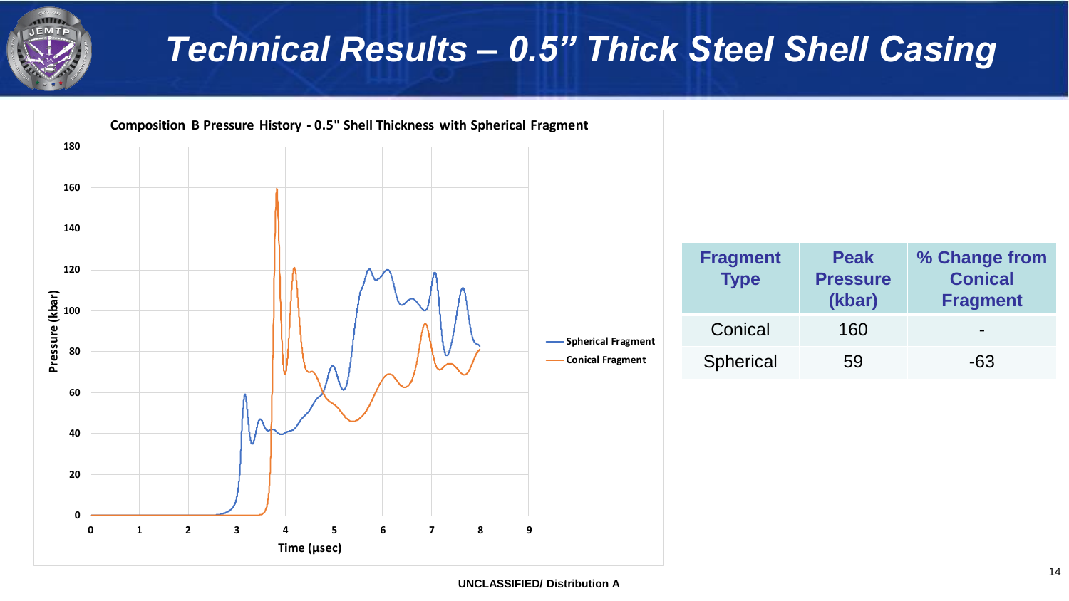# Technical Results – 0.5” Thick Steel Shell Casing

**Composition B Pressure History - 0.5" Shell Thickness with Spherical Fragment**

| Fragment Type | Peak Pressure (kbar) | % Change from Conical Fragment |
|---|---|---|
| Conical | 160 | - |
| Spherical | 59 | -63 |

UNCLASSIFIED/ Distribution A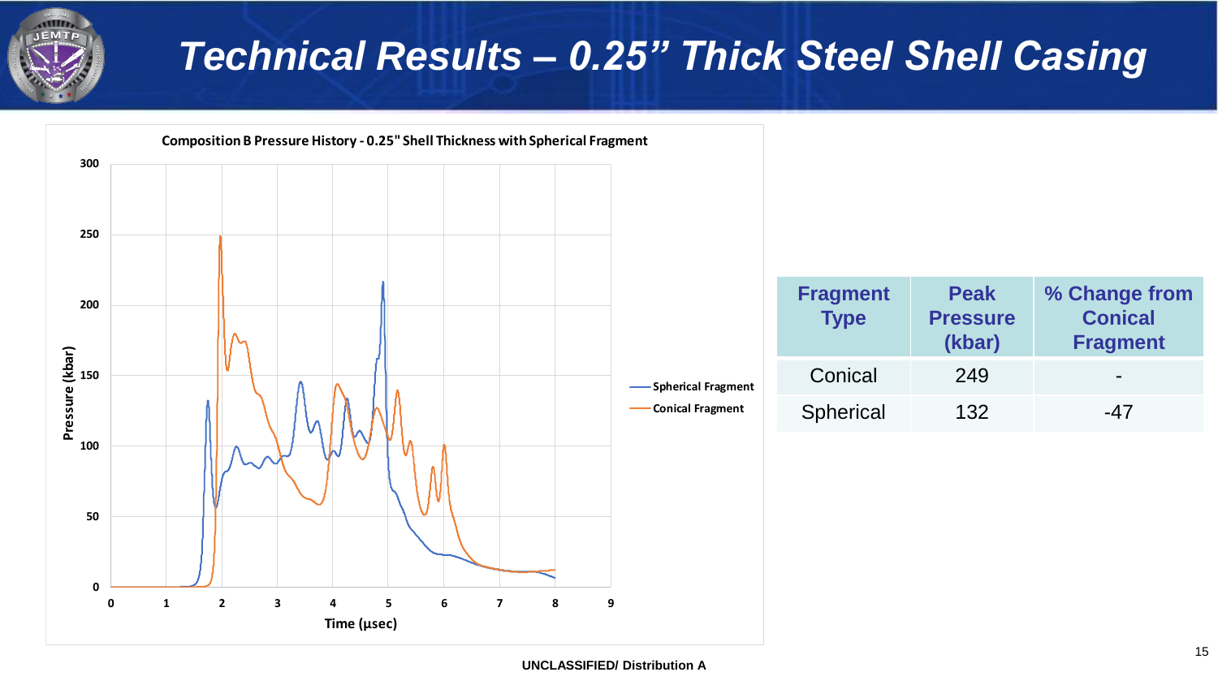# Technical Results – 0.25” Thick Steel Shell Casing

Composition B Pressure History - 0.25" Shell Thickness with Spherical Fragment

| Fragment Type | Peak Pressure (kbar) | % Change from Conical Fragment |
|---|---|---|
| Conical | 249 | - |
| Spherical | 132 | -47 |

UNCLASSIFIED/ Distribution A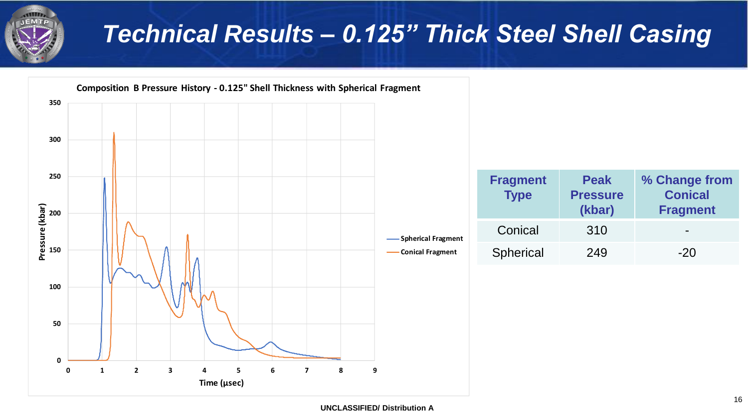# Technical Results – 0.125” Thick Steel Shell Casing

**Composition B Pressure History - 0.125" Shell Thickness with Spherical Fragment**

Pressure (kbar)

Time (µsec)

Spherical Fragment

Conical Fragment

| Fragment Type | Peak Pressure (kbar) | % Change from Conical Fragment |
|---|---|---|
| Conical | 310 | - |
| Spherical | 249 | -20 |

UNCLASSIFIED/ Distribution A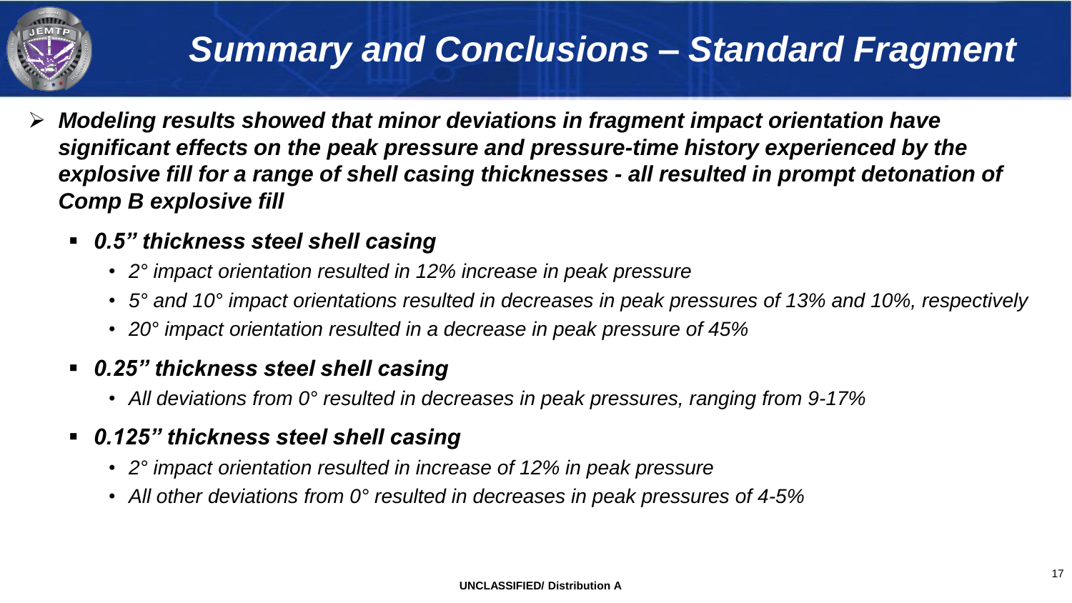# *Summary and Conclusions – Standard Fragment*

- ***Modeling results showed that minor deviations in fragment impact orientation have significant effects on the peak pressure and pressure-time history experienced by the explosive fill for a range of shell casing thicknesses - all resulted in prompt detonation of Comp B explosive fill***
  - ***0.5" thickness steel shell casing***
    - *2° impact orientation resulted in 12% increase in peak pressure*
    - *5° and 10° impact orientations resulted in decreases in peak pressures of 13% and 10%, respectively*
    - *20° impact orientation resulted in a decrease in peak pressure of 45%*
  - ***0.25" thickness steel shell casing***
    - *All deviations from 0° resulted in decreases in peak pressures, ranging from 9-17%*
  - ***0.125" thickness steel shell casing***
    - *2° impact orientation resulted in increase of 12% in peak pressure*
    - *All other deviations from 0° resulted in decreases in peak pressures of 4-5%*

**UNCLASSIFIED/ Distribution A**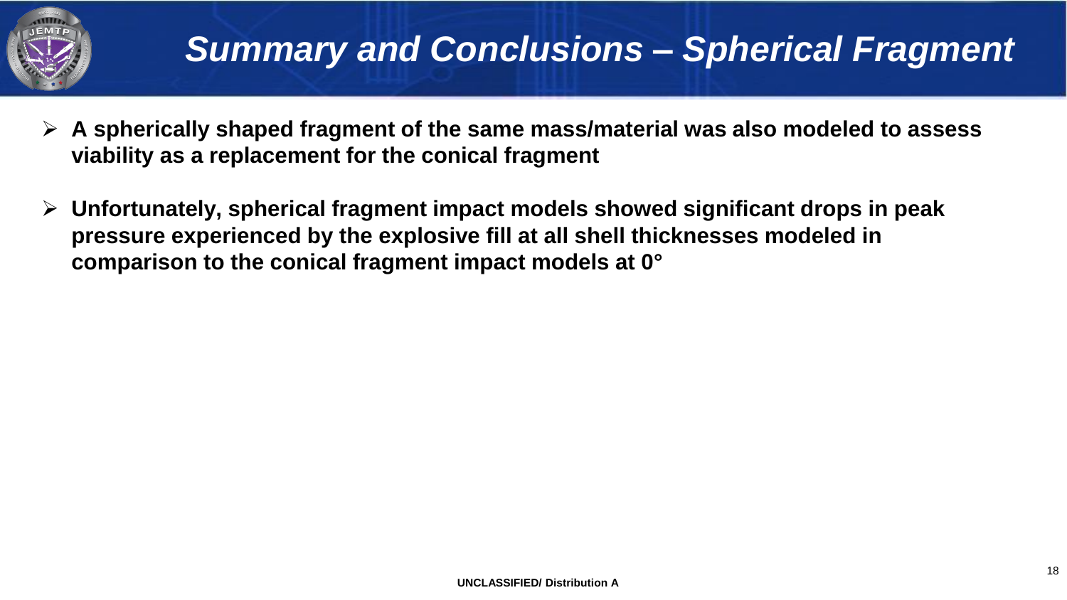# Summary and Conclusions – Spherical Fragment

- **A spherically shaped fragment of the same mass/material was also modeled to assess viability as a replacement for the conical fragment**
- **Unfortunately, spherical fragment impact models showed significant drops in peak pressure experienced by the explosive fill at all shell thicknesses modeled in comparison to the conical fragment impact models at 0°**

UNCLASSIFIED/ Distribution A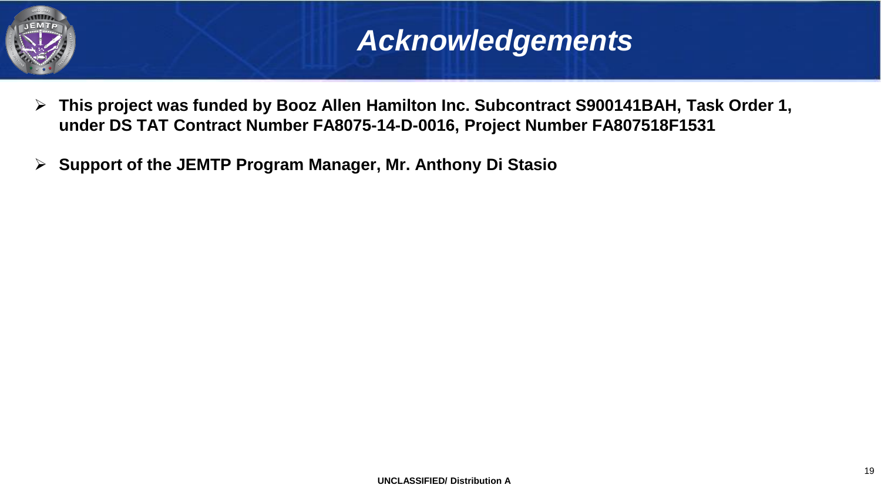# Acknowledgements

- **This project was funded by Booz Allen Hamilton Inc. Subcontract S900141BAH, Task Order 1, under DS TAT Contract Number FA8075-14-D-0016, Project Number FA807518F1531**
- **Support of the JEMTP Program Manager, Mr. Anthony Di Stasio**

**UNCLASSIFIED/ Distribution A**